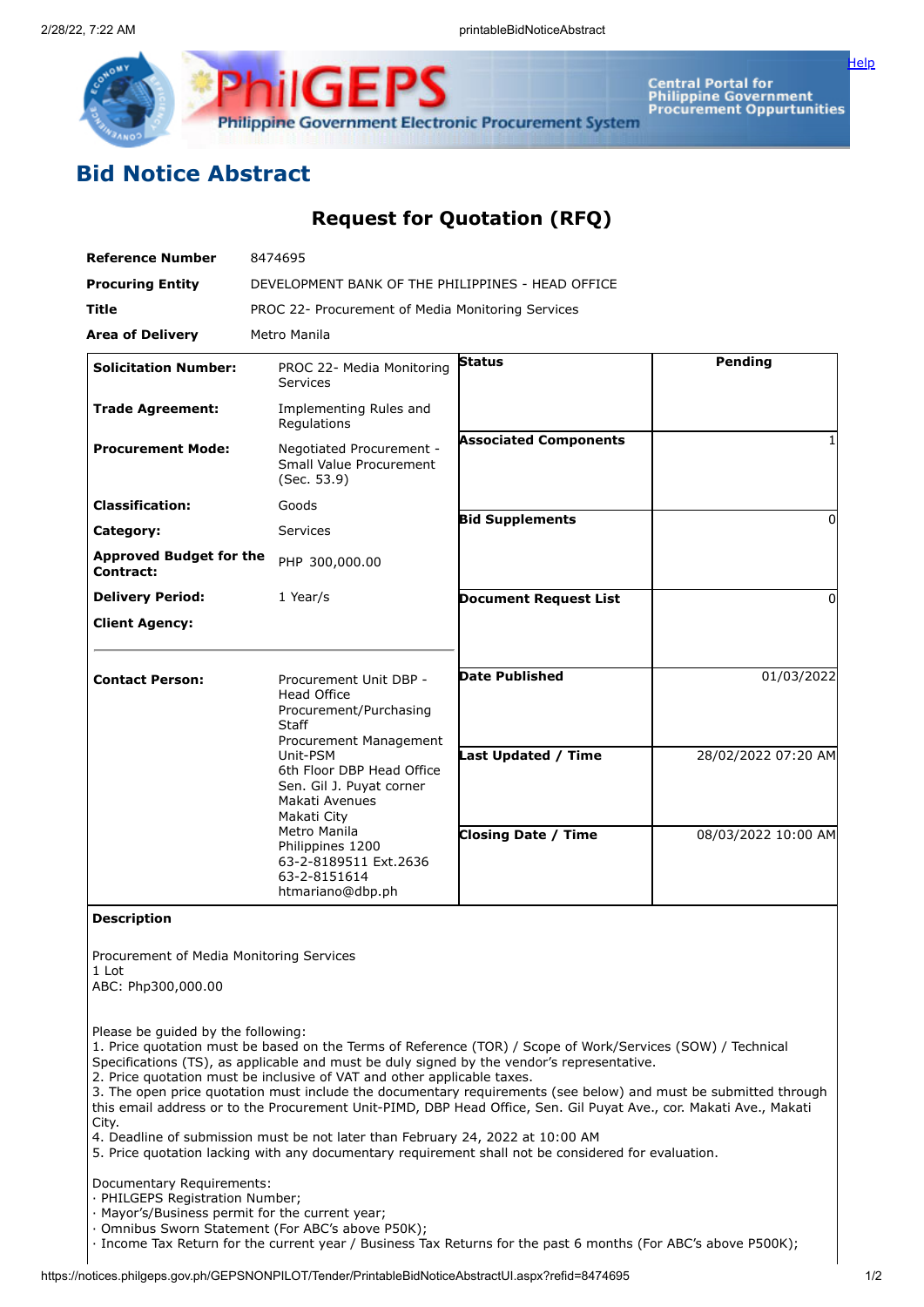# Bid Notice Abstract

## Request for Quotation (RFQ)

| | |
|---|---|
| **Reference Number** | 8474695 |
| **Procuring Entity** | DEVELOPMENT BANK OF THE PHILIPPINES - HEAD OFFICE |
| **Title** | PROC 22- Procurement of Media Monitoring Services |
| **Area of Delivery** | Metro Manila |

| | | | |
|---|---|---|---|
| **Solicitation Number:** | PROC 22- Media Monitoring Services | **Status** | **Pending** |
| **Trade Agreement:** | Implementing Rules and Regulations | | |
| **Procurement Mode:** | Negotiated Procurement - Small Value Procurement (Sec. 53.9) | **Associated Components** | 1 |
| **Classification:** | Goods | | |
| **Category:** | Services | **Bid Supplements** | 0 |
| **Approved Budget for the Contract:** | PHP 300,000.00 | | |
| **Delivery Period:** | 1 Year/s | **Document Request List** | 0 |
| **Client Agency:** | | | |
| **Contact Person:** | Procurement Unit DBP - Head Office Procurement/Purchasing Staff Procurement Management Unit-PSM 6th Floor DBP Head Office Sen. Gil J. Puyat corner Makati Avenues Makati City Metro Manila Philippines 1200 63-2-8189511 Ext.2636 63-2-8151614 htmariano@dbp.ph | **Date Published** | 01/03/2022 |
| | | **Last Updated / Time** | 28/02/2022 07:20 AM |
| | | **Closing Date / Time** | 08/03/2022 10:00 AM |

**Description**

Procurement of Media Monitoring Services
1 Lot
ABC: Php300,000.00

Please be guided by the following:
1. Price quotation must be based on the Terms of Reference (TOR) / Scope of Work/Services (SOW) / Technical Specifications (TS), as applicable and must be duly signed by the vendor's representative.
2. Price quotation must be inclusive of VAT and other applicable taxes.
3. The open price quotation must include the documentary requirements (see below) and must be submitted through this email address or to the Procurement Unit-PIMD, DBP Head Office, Sen. Gil Puyat Ave., cor. Makati Ave., Makati City.
4. Deadline of submission must be not later than February 24, 2022 at 10:00 AM
5. Price quotation lacking with any documentary requirement shall not be considered for evaluation.

Documentary Requirements:
· PHILGEPS Registration Number;
· Mayor's/Business permit for the current year;
· Omnibus Sworn Statement (For ABC's above P50K);
· Income Tax Return for the current year / Business Tax Returns for the past 6 months (For ABC's above P500K);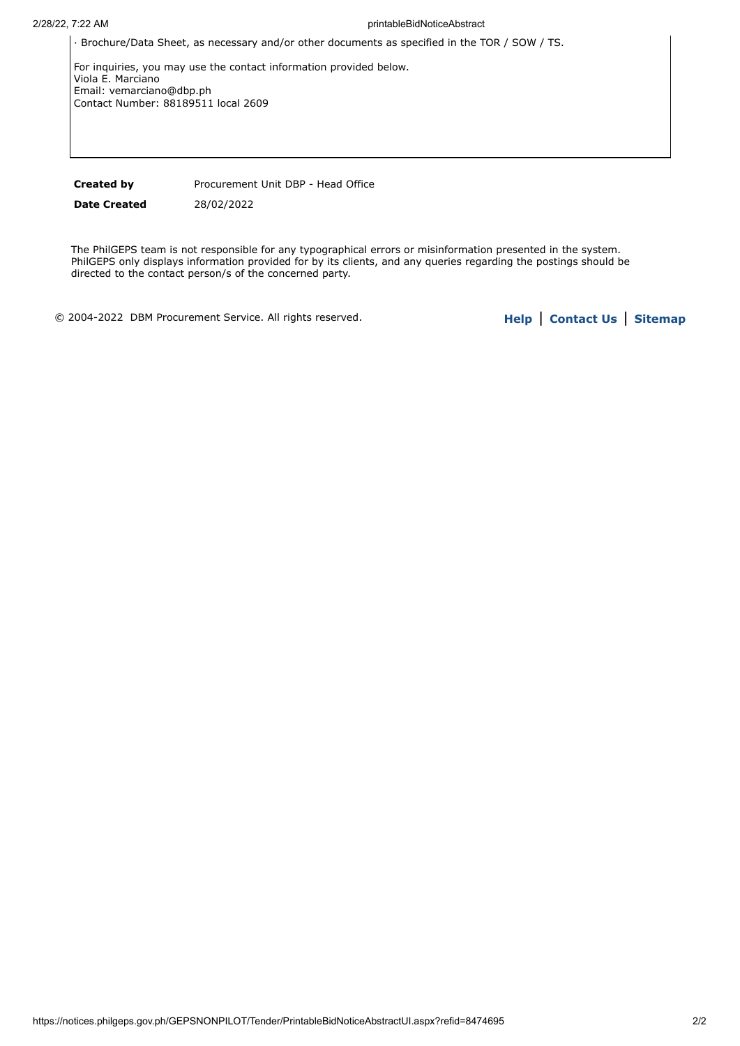· Brochure/Data Sheet, as necessary and/or other documents as specified in the TOR / SOW / TS.

For inquiries, you may use the contact information provided below.
Viola E. Marciano
Email: vemarciano@dbp.ph
Contact Number: 88189511 local 2609

| | |
|---|---|
| **Created by** | Procurement Unit DBP - Head Office |
| **Date Created** | 28/02/2022 |

The PhilGEPS team is not responsible for any typographical errors or misinformation presented in the system. PhilGEPS only displays information provided for by its clients, and any queries regarding the postings should be directed to the contact person/s of the concerned party.

© 2004-2022 DBM Procurement Service. All rights reserved.

**Help** | **Contact Us** | **Sitemap**